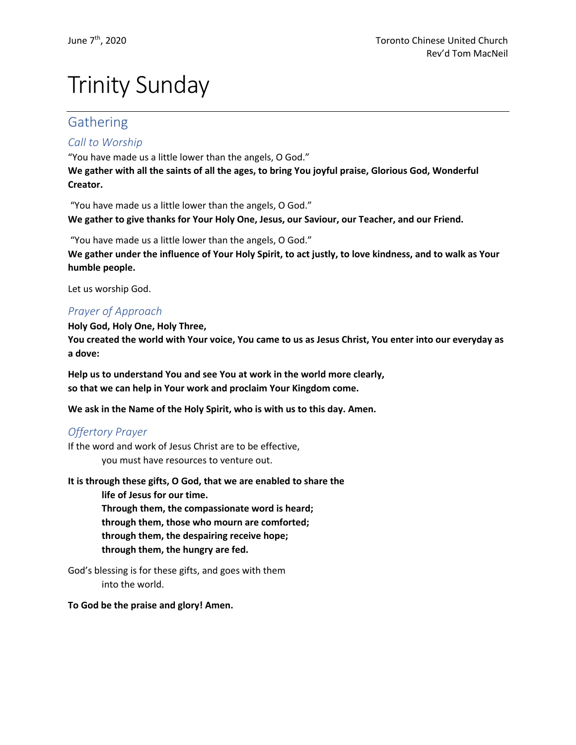June 7th, 2020

Toronto Chinese United Church
Rev'd Tom MacNeil

# Trinity Sunday

## Gathering

### *Call to Worship*

"You have made us a little lower than the angels, O God."
**We gather with all the saints of all the ages, to bring You joyful praise, Glorious God, Wonderful Creator.**

"You have made us a little lower than the angels, O God."
**We gather to give thanks for Your Holy One, Jesus, our Saviour, our Teacher, and our Friend.**

"You have made us a little lower than the angels, O God."
**We gather under the influence of Your Holy Spirit, to act justly, to love kindness, and to walk as Your humble people.**

Let us worship God.

### *Prayer of Approach*

**Holy God, Holy One, Holy Three,**
**You created the world with Your voice, You came to us as Jesus Christ, You enter into our everyday as a dove:**

**Help us to understand You and see You at work in the world more clearly,**
**so that we can help in Your work and proclaim Your Kingdom come.**

**We ask in the Name of the Holy Spirit, who is with us to this day. Amen.**

### *Offertory Prayer*

If the word and work of Jesus Christ are to be effective,
you must have resources to venture out.

**It is through these gifts, O God, that we are enabled to share the**
**life of Jesus for our time.**
**Through them, the compassionate word is heard;**
**through them, those who mourn are comforted;**
**through them, the despairing receive hope;**
**through them, the hungry are fed.**

God's blessing is for these gifts, and goes with them
into the world.

**To God be the praise and glory! Amen.**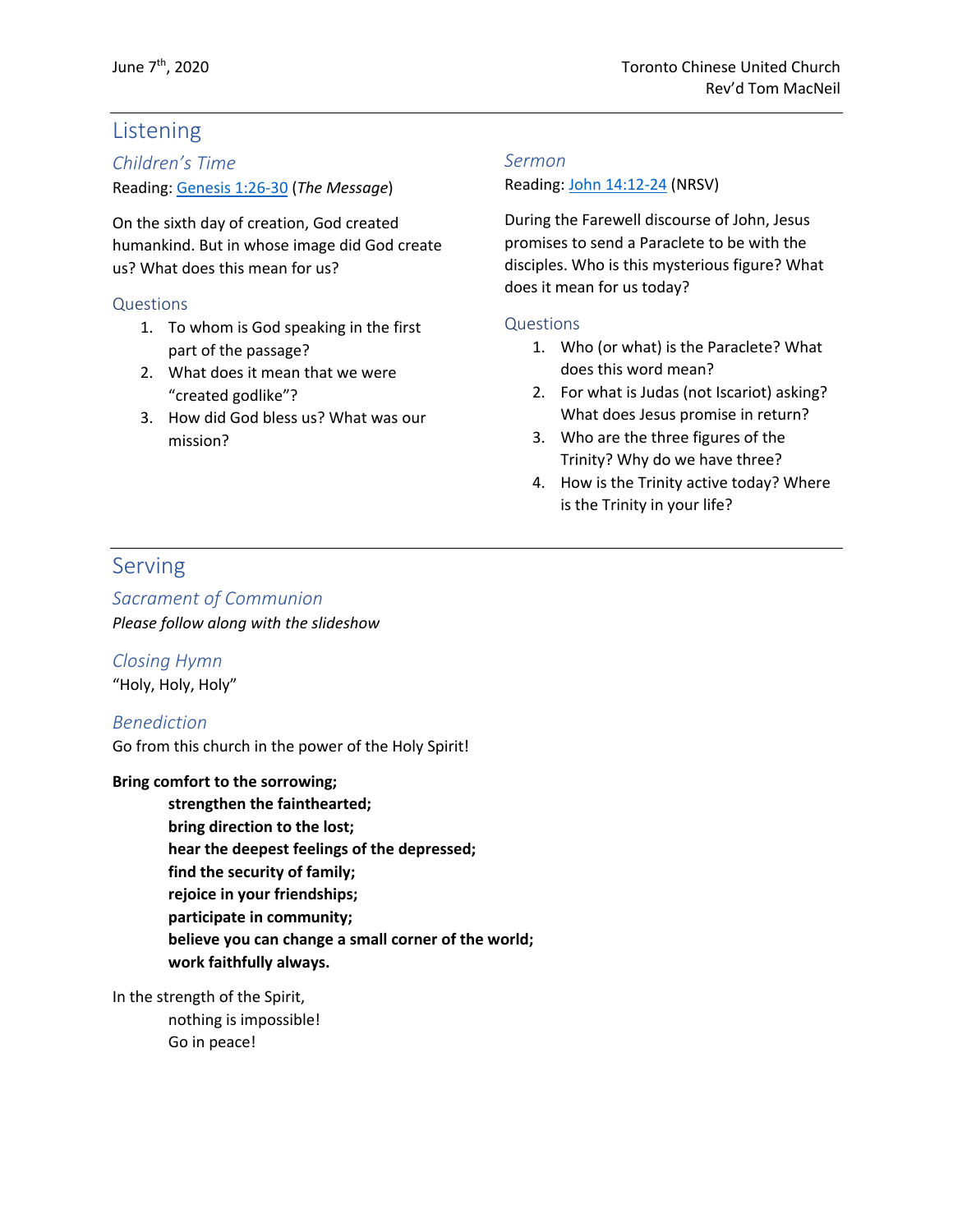# Listening

## Children's Time

Reading: [Genesis 1:26-30] (*The Message*)

On the sixth day of creation, God created humankind. But in whose image did God create us? What does this mean for us?

### Questions

1. To whom is God speaking in the first part of the passage?
2. What does it mean that we were "created godlike"?
3. How did God bless us? What was our mission?

## Sermon

Reading: [John 14:12-24] (NRSV)

During the Farewell discourse of John, Jesus promises to send a Paraclete to be with the disciples. Who is this mysterious figure? What does it mean for us today?

### Questions

1. Who (or what) is the Paraclete? What does this word mean?
2. For what is Judas (not Iscariot) asking? What does Jesus promise in return?
3. Who are the three figures of the Trinity? Why do we have three?
4. How is the Trinity active today? Where is the Trinity in your life?

# Serving

## Sacrament of Communion

*Please follow along with the slideshow*

## Closing Hymn

"Holy, Holy, Holy"

## Benediction

Go from this church in the power of the Holy Spirit!

**Bring comfort to the sorrowing;**
**strengthen the fainthearted;**
**bring direction to the lost;**
**hear the deepest feelings of the depressed;**
**find the security of family;**
**rejoice in your friendships;**
**participate in community;**
**believe you can change a small corner of the world;**
**work faithfully always.**

In the strength of the Spirit,
nothing is impossible!
Go in peace!